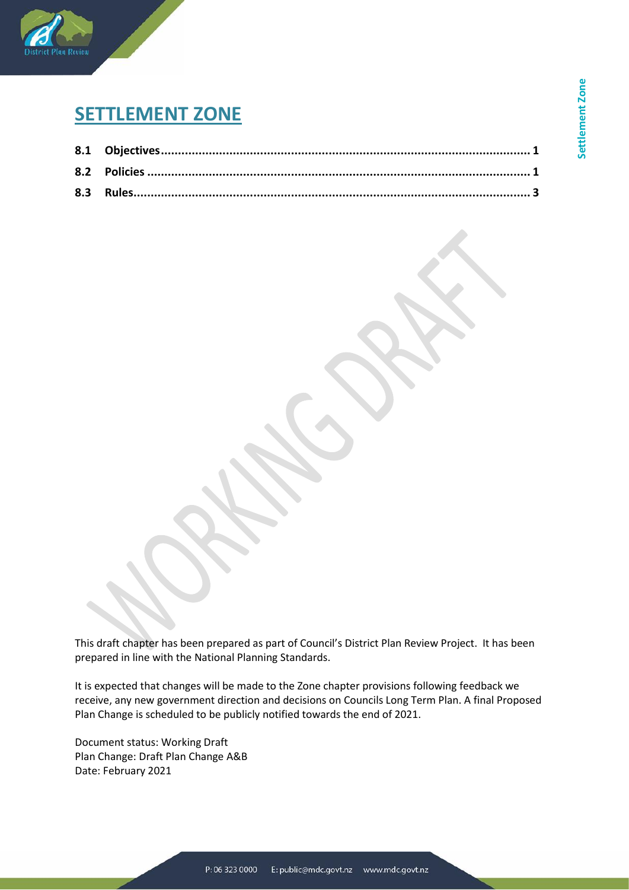# SETTLEMENT ZONE

**8.1 Objectives ........................................................................................................ 1**

**8.2 Policies ............................................................................................................ 1**

**8.3 Rules.................................................................................................................. 3**

This draft chapter has been prepared as part of Council's District Plan Review Project. It has been prepared in line with the National Planning Standards.

It is expected that changes will be made to the Zone chapter provisions following feedback we receive, any new government direction and decisions on Councils Long Term Plan. A final Proposed Plan Change is scheduled to be publicly notified towards the end of 2021.

Document status: Working Draft
Plan Change: Draft Plan Change A&B
Date: February 2021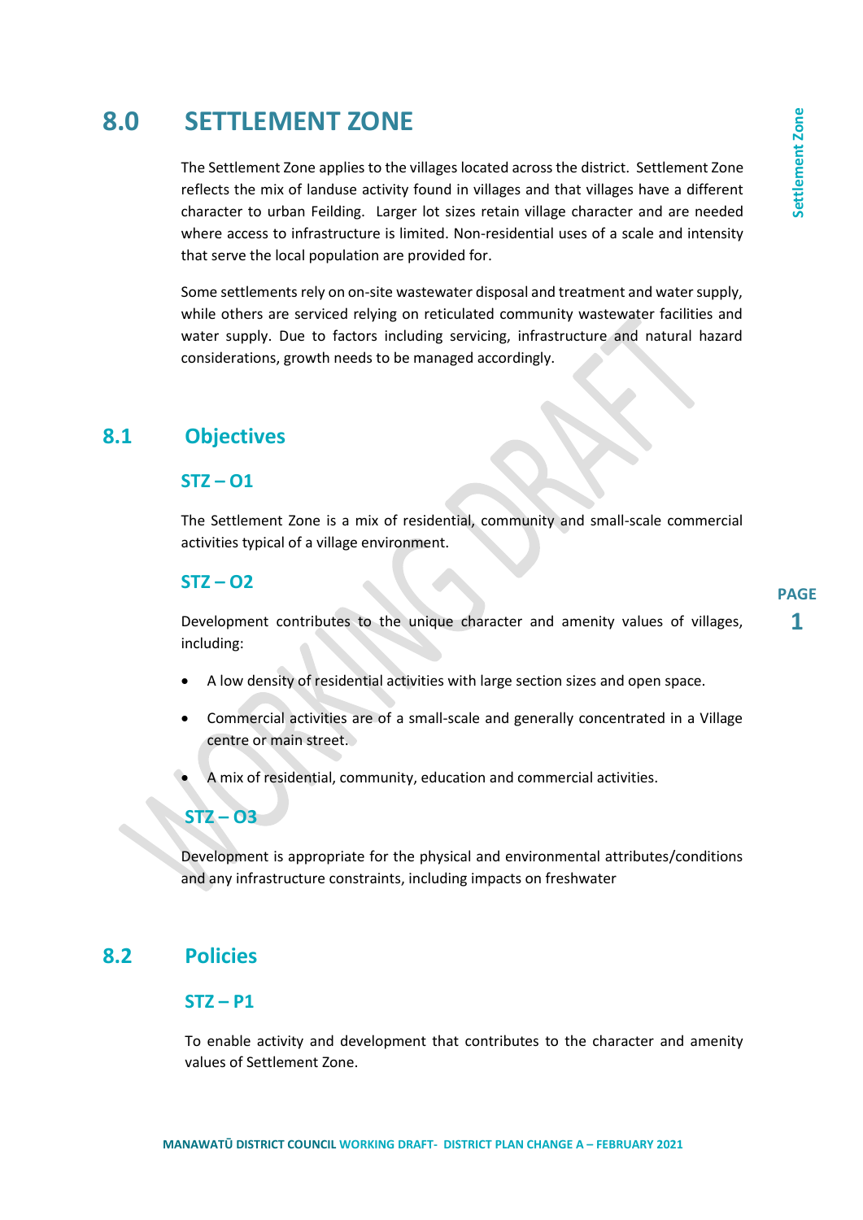# 8.0 SETTLEMENT ZONE

The Settlement Zone applies to the villages located across the district. Settlement Zone reflects the mix of landuse activity found in villages and that villages have a different character to urban Feilding. Larger lot sizes retain village character and are needed where access to infrastructure is limited. Non-residential uses of a scale and intensity that serve the local population are provided for.

Some settlements rely on on-site wastewater disposal and treatment and water supply, while others are serviced relying on reticulated community wastewater facilities and water supply. Due to factors including servicing, infrastructure and natural hazard considerations, growth needs to be managed accordingly.

## 8.1 Objectives

### STZ – O1

The Settlement Zone is a mix of residential, community and small-scale commercial activities typical of a village environment.

### STZ – O2

Development contributes to the unique character and amenity values of villages, including:

- A low density of residential activities with large section sizes and open space.
- Commercial activities are of a small-scale and generally concentrated in a Village centre or main street.
- A mix of residential, community, education and commercial activities.

### STZ – O3

Development is appropriate for the physical and environmental attributes/conditions and any infrastructure constraints, including impacts on freshwater

## 8.2 Policies

### STZ – P1

To enable activity and development that contributes to the character and amenity values of Settlement Zone.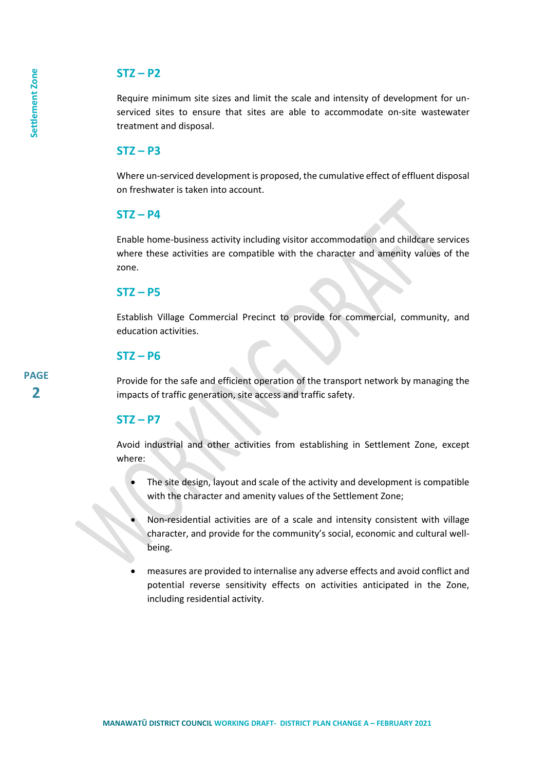### STZ – P2

Require minimum site sizes and limit the scale and intensity of development for un-serviced sites to ensure that sites are able to accommodate on-site wastewater treatment and disposal.

### STZ – P3

Where un-serviced development is proposed, the cumulative effect of effluent disposal on freshwater is taken into account.

### STZ – P4

Enable home-business activity including visitor accommodation and childcare services where these activities are compatible with the character and amenity values of the zone.

### STZ – P5

Establish Village Commercial Precinct to provide for commercial, community, and education activities.

### STZ – P6

Provide for the safe and efficient operation of the transport network by managing the impacts of traffic generation, site access and traffic safety.

### STZ – P7

Avoid industrial and other activities from establishing in Settlement Zone, except where:

- The site design, layout and scale of the activity and development is compatible with the character and amenity values of the Settlement Zone;
- Non-residential activities are of a scale and intensity consistent with village character, and provide for the community's social, economic and cultural well-being.
- measures are provided to internalise any adverse effects and avoid conflict and potential reverse sensitivity effects on activities anticipated in the Zone, including residential activity.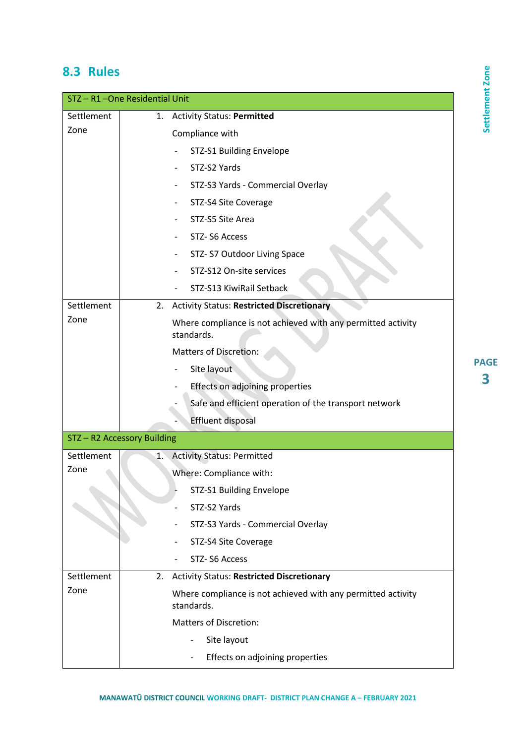## 8.3 Rules

| STZ – R1 –One Residential Unit | |
|---|---|
| Settlement Zone | 1. Activity Status: **Permitted**<br>Compliance with<br>- STZ-S1 Building Envelope<br>- STZ-S2 Yards<br>- STZ-S3 Yards - Commercial Overlay<br>- STZ-S4 Site Coverage<br>- STZ-S5 Site Area<br>- STZ- S6 Access<br>- STZ- S7 Outdoor Living Space<br>- STZ-S12 On-site services<br>- STZ-S13 KiwiRail Setback |
| Settlement Zone | 2. Activity Status: **Restricted Discretionary**<br>Where compliance is not achieved with any permitted activity standards.<br>Matters of Discretion:<br>- Site layout<br>- Effects on adjoining properties<br>- Safe and efficient operation of the transport network<br>- Effluent disposal |

| STZ – R2 Accessory Building | |
|---|---|
| Settlement Zone | 1. Activity Status: Permitted<br>Where: Compliance with:<br>- STZ-S1 Building Envelope<br>- STZ-S2 Yards<br>- STZ-S3 Yards - Commercial Overlay<br>- STZ-S4 Site Coverage<br>- STZ- S6 Access |
| Settlement Zone | 2. Activity Status: **Restricted Discretionary**<br>Where compliance is not achieved with any permitted activity standards.<br>Matters of Discretion:<br>- Site layout<br>- Effects on adjoining properties |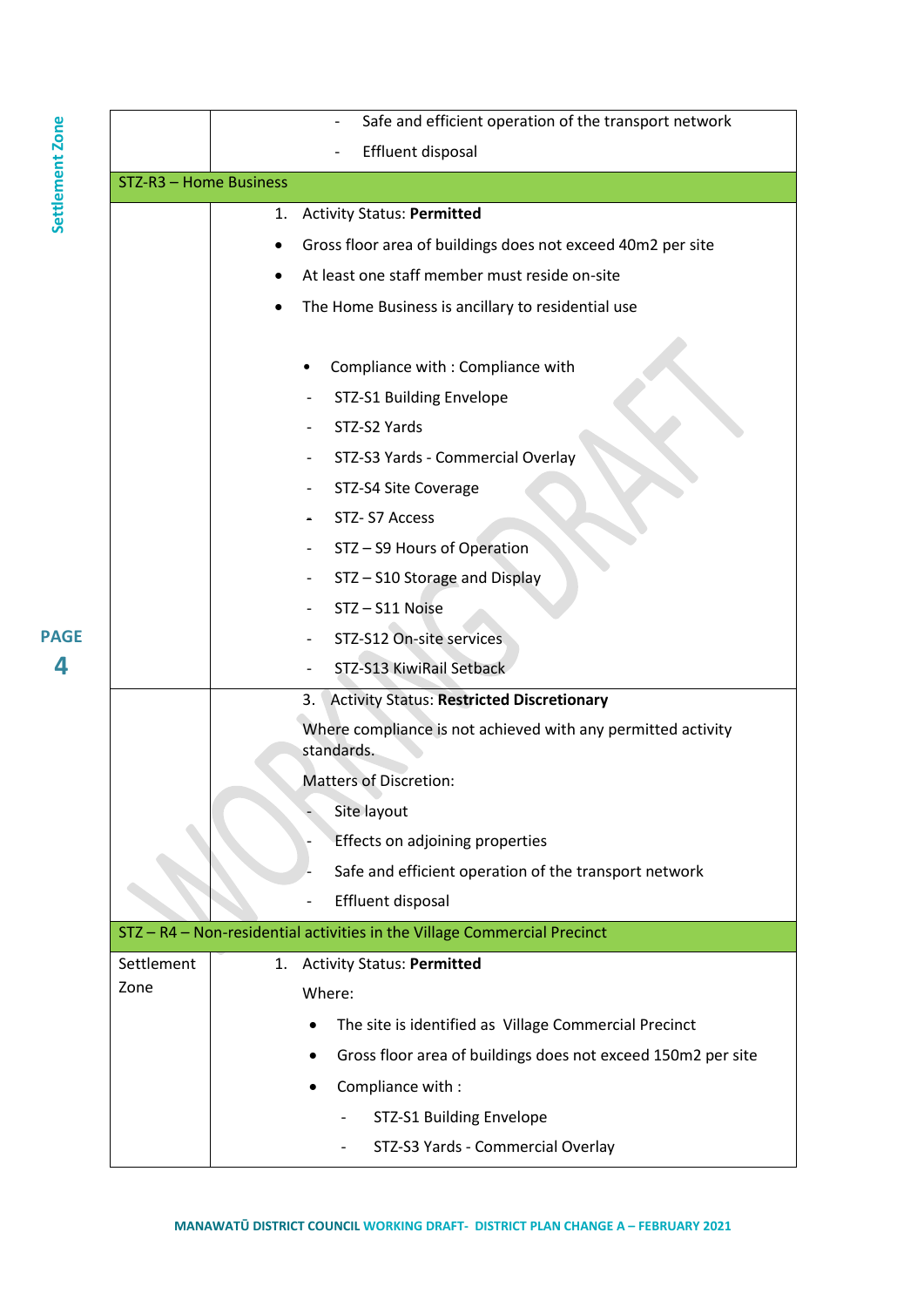| | |
|---|---|
| | - Safe and efficient operation of the transport network<br>- Effluent disposal |
| **STZ-R3 – Home Business** | |
| | 1. Activity Status: **Permitted**<br>• Gross floor area of buildings does not exceed 40m2 per site<br>• At least one staff member must reside on-site<br>• The Home Business is ancillary to residential use<br><br>• Compliance with : Compliance with<br>- STZ-S1 Building Envelope<br>- STZ-S2 Yards<br>- STZ-S3 Yards - Commercial Overlay<br>- STZ-S4 Site Coverage<br>- STZ- S7 Access<br>- STZ – S9 Hours of Operation<br>- STZ – S10 Storage and Display<br>- STZ – S11 Noise<br>- STZ-S12 On-site services<br>- STZ-S13 KiwiRail Setback |
| | 3. Activity Status: **Restricted Discretionary**<br>Where compliance is not achieved with any permitted activity standards.<br>Matters of Discretion:<br>- Site layout<br>- Effects on adjoining properties<br>- Safe and efficient operation of the transport network<br>- Effluent disposal |
| **STZ – R4 – Non-residential activities in the Village Commercial Precinct** | |
| Settlement Zone | 1. Activity Status: **Permitted**<br>Where:<br>• The site is identified as Village Commercial Precinct<br>• Gross floor area of buildings does not exceed 150m2 per site<br>• Compliance with :<br>- STZ-S1 Building Envelope<br>- STZ-S3 Yards - Commercial Overlay |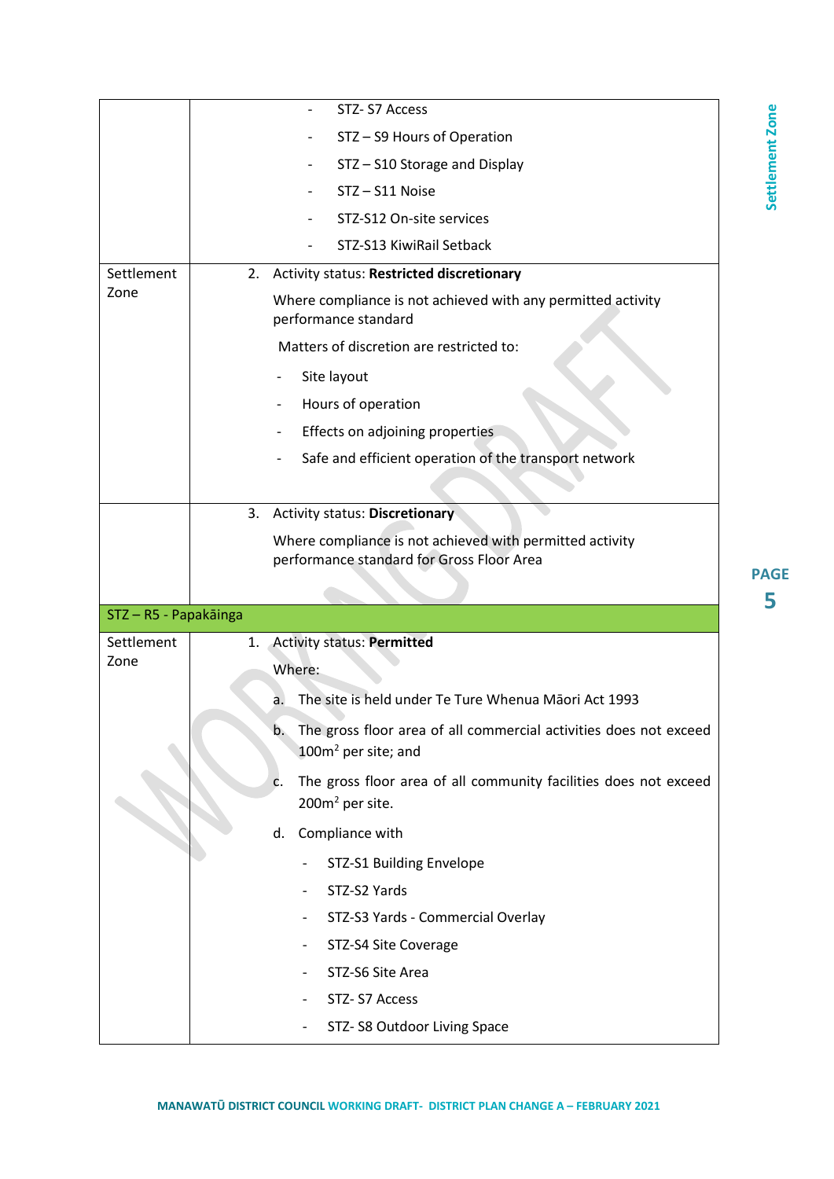| | |
|---|---|
| | - STZ- S7 Access<br>- STZ – S9 Hours of Operation<br>- STZ – S10 Storage and Display<br>- STZ – S11 Noise<br>- STZ-S12 On-site services<br>- STZ-S13 KiwiRail Setback |
| Settlement Zone | 2. Activity status: **Restricted discretionary**<br>Where compliance is not achieved with any permitted activity performance standard<br>Matters of discretion are restricted to:<br>- Site layout<br>- Hours of operation<br>- Effects on adjoining properties<br>- Safe and efficient operation of the transport network |
| | 3. Activity status: **Discretionary**<br>Where compliance is not achieved with permitted activity performance standard for Gross Floor Area |
| STZ – R5 - Papakāinga | |
| Settlement Zone | 1. Activity status: **Permitted**<br>Where:<br>a. The site is held under Te Ture Whenua Māori Act 1993<br>b. The gross floor area of all commercial activities does not exceed 100m² per site; and<br>c. The gross floor area of all community facilities does not exceed 200m² per site.<br>d. Compliance with<br>- STZ-S1 Building Envelope<br>- STZ-S2 Yards<br>- STZ-S3 Yards - Commercial Overlay<br>- STZ-S4 Site Coverage<br>- STZ-S6 Site Area<br>- STZ- S7 Access<br>- STZ- S8 Outdoor Living Space |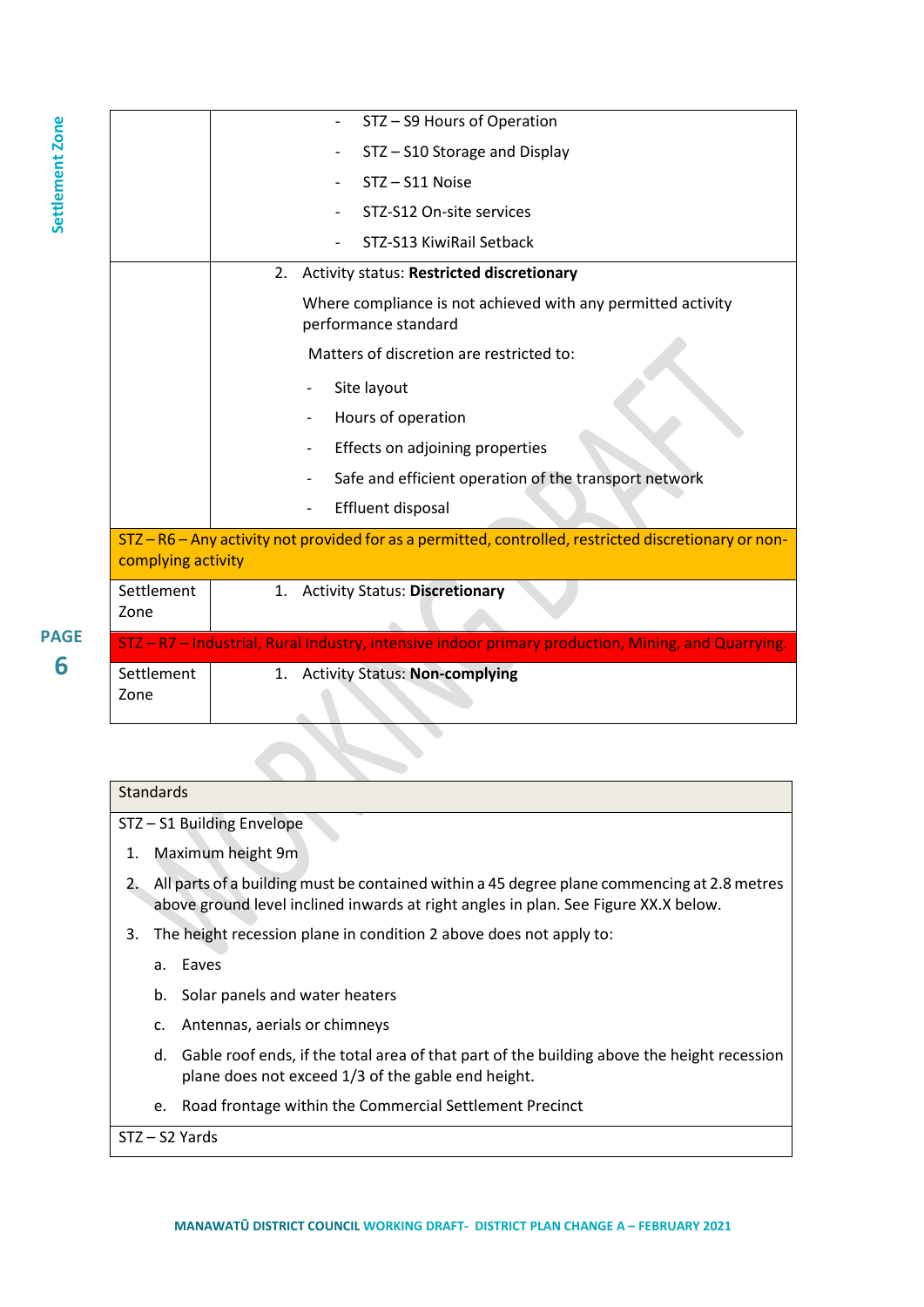| | |
|---|---|
| | - STZ – S9 Hours of Operation<br>- STZ – S10 Storage and Display<br>- STZ – S11 Noise<br>- STZ-S12 On-site services<br>- STZ-S13 KiwiRail Setback |
| | 2. Activity status: **Restricted discretionary**<br>Where compliance is not achieved with any permitted activity performance standard<br>Matters of discretion are restricted to:<br>- Site layout<br>- Hours of operation<br>- Effects on adjoining properties<br>- Safe and efficient operation of the transport network<br>- Effluent disposal |
| **STZ – R6 – Any activity not provided for as a permitted, controlled, restricted discretionary or non-complying activity** | |
| Settlement Zone | 1. Activity Status: **Discretionary** |
| **STZ – R7 – Industrial, Rural Industry, intensive indoor primary production, Mining, and Quarrying.** | |
| Settlement Zone | 1. Activity Status: **Non-complying** |

| Standards |
|---|
| STZ – S1 Building Envelope<br>1. Maximum height 9m<br>2. All parts of a building must be contained within a 45 degree plane commencing at 2.8 metres above ground level inclined inwards at right angles in plan. See Figure XX.X below.<br>3. The height recession plane in condition 2 above does not apply to:<br>a. Eaves<br>b. Solar panels and water heaters<br>c. Antennas, aerials or chimneys<br>d. Gable roof ends, if the total area of that part of the building above the height recession plane does not exceed 1/3 of the gable end height.<br>e. Road frontage within the Commercial Settlement Precinct |
| STZ – S2 Yards |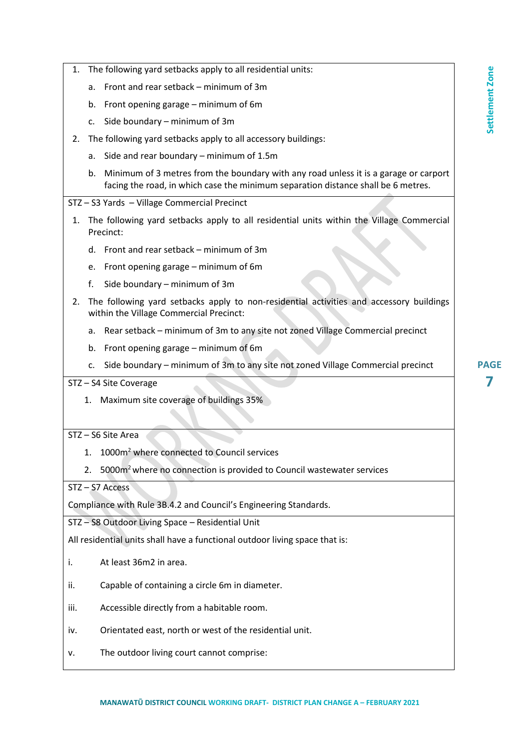1. The following yard setbacks apply to all residential units:
   a. Front and rear setback – minimum of 3m
   b. Front opening garage – minimum of 6m
   c. Side boundary – minimum of 3m
2. The following yard setbacks apply to all accessory buildings:
   a. Side and rear boundary – minimum of 1.5m
   b. Minimum of 3 metres from the boundary with any road unless it is a garage or carport facing the road, in which case the minimum separation distance shall be 6 metres.

STZ – S3 Yards – Village Commercial Precinct

1. The following yard setbacks apply to all residential units within the Village Commercial Precinct:
   d. Front and rear setback – minimum of 3m
   e. Front opening garage – minimum of 6m
   f. Side boundary – minimum of 3m
2. The following yard setbacks apply to non-residential activities and accessory buildings within the Village Commercial Precinct:
   a. Rear setback – minimum of 3m to any site not zoned Village Commercial precinct
   b. Front opening garage – minimum of 6m
   c. Side boundary – minimum of 3m to any site not zoned Village Commercial precinct

STZ – S4 Site Coverage

1. Maximum site coverage of buildings 35%

STZ – S6 Site Area

1. 1000m$^2$ where connected to Council services
2. 5000m$^2$ where no connection is provided to Council wastewater services

STZ – S7 Access

Compliance with Rule 3B.4.2 and Council's Engineering Standards.

STZ – S8 Outdoor Living Space – Residential Unit

All residential units shall have a functional outdoor living space that is:

i. At least 36m2 in area.

ii. Capable of containing a circle 6m in diameter.

iii. Accessible directly from a habitable room.

iv. Orientated east, north or west of the residential unit.

v. The outdoor living court cannot comprise: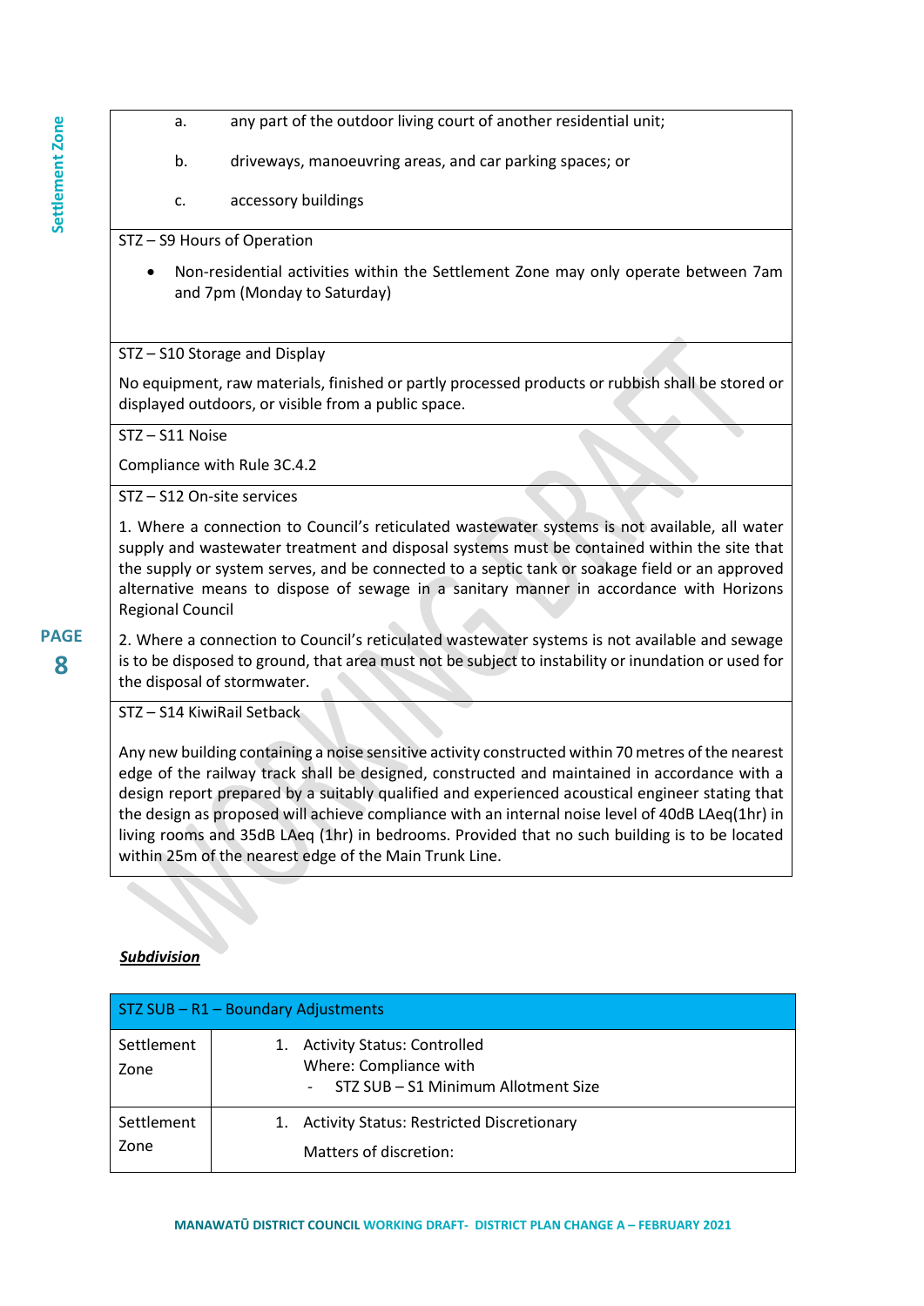| |
|---|
| a. any part of the outdoor living court of another residential unit;<br><br>b. driveways, manoeuvring areas, and car parking spaces; or<br><br>c. accessory buildings |
| STZ – S9 Hours of Operation<br><br>- Non-residential activities within the Settlement Zone may only operate between 7am and 7pm (Monday to Saturday) |
| STZ – S10 Storage and Display<br><br>No equipment, raw materials, finished or partly processed products or rubbish shall be stored or displayed outdoors, or visible from a public space. |
| STZ – S11 Noise<br><br>Compliance with Rule 3C.4.2 |
| STZ – S12 On-site services<br><br>1. Where a connection to Council's reticulated wastewater systems is not available, all water supply and wastewater treatment and disposal systems must be contained within the site that the supply or system serves, and be connected to a septic tank or soakage field or an approved alternative means to dispose of sewage in a sanitary manner in accordance with Horizons Regional Council<br><br>2. Where a connection to Council's reticulated wastewater systems is not available and sewage is to be disposed to ground, that area must not be subject to instability or inundation or used for the disposal of stormwater. |
| STZ – S14 KiwiRail Setback<br><br>Any new building containing a noise sensitive activity constructed within 70 metres of the nearest edge of the railway track shall be designed, constructed and maintained in accordance with a design report prepared by a suitably qualified and experienced acoustical engineer stating that the design as proposed will achieve compliance with an internal noise level of 40dB LAeq(1hr) in living rooms and 35dB LAeq (1hr) in bedrooms. Provided that no such building is to be located within 25m of the nearest edge of the Main Trunk Line. |

***Subdivision***

| STZ SUB – R1 – Boundary Adjustments | |
|---|---|
| Settlement Zone | 1. Activity Status: Controlled<br>Where: Compliance with<br>- STZ SUB – S1 Minimum Allotment Size |
| Settlement Zone | 1. Activity Status: Restricted Discretionary<br>Matters of discretion: |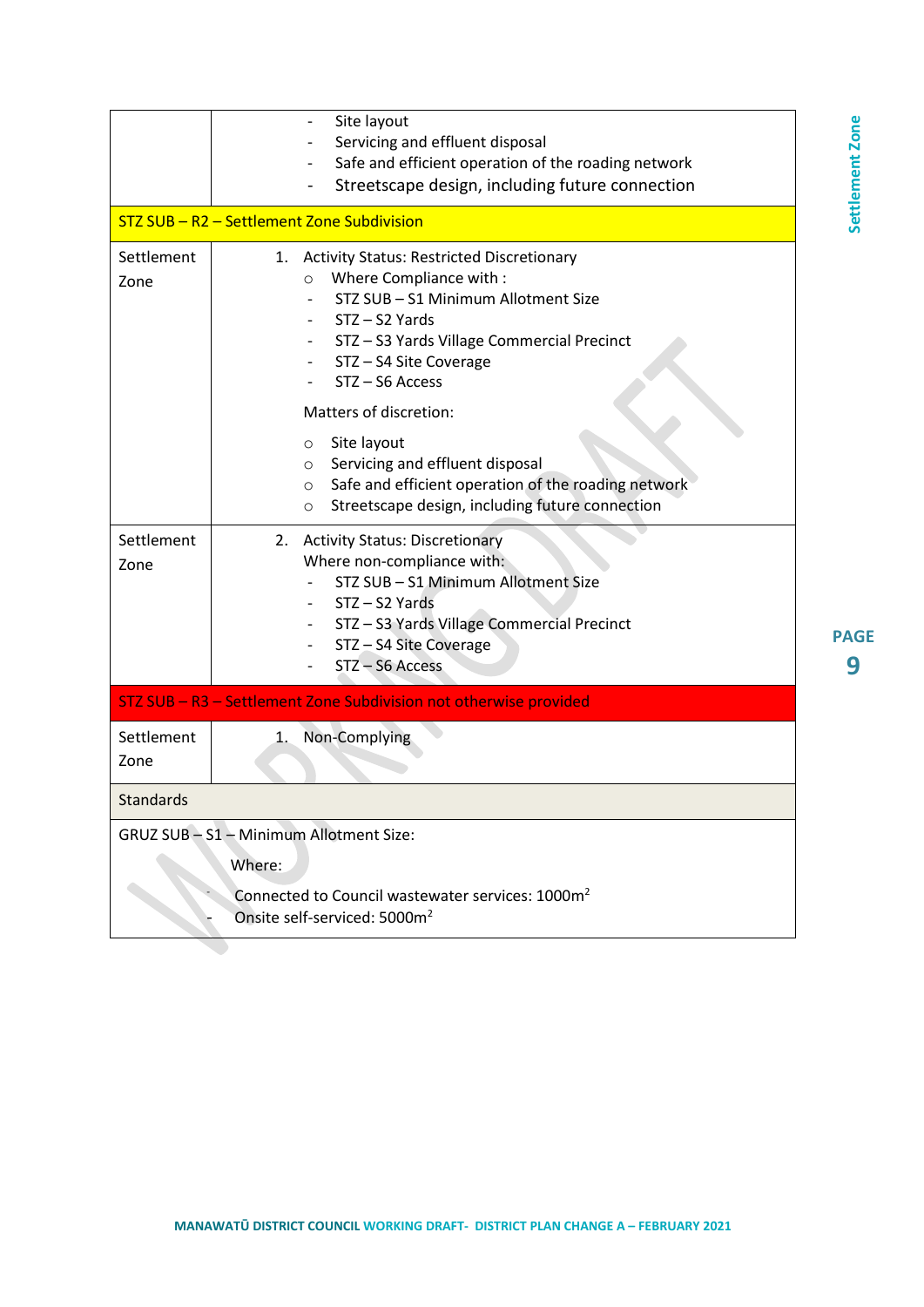| | |
|---|---|
| | - Site layout<br>- Servicing and effluent disposal<br>- Safe and efficient operation of the roading network<br>- Streetscape design, including future connection |
| **STZ SUB – R2 – Settlement Zone Subdivision** | |
| Settlement Zone | 1. Activity Status: Restricted Discretionary<br>○ Where Compliance with :<br>- STZ SUB – S1 Minimum Allotment Size<br>- STZ – S2 Yards<br>- STZ – S3 Yards Village Commercial Precinct<br>- STZ – S4 Site Coverage<br>- STZ – S6 Access<br><br>Matters of discretion:<br><br>○ Site layout<br>○ Servicing and effluent disposal<br>○ Safe and efficient operation of the roading network<br>○ Streetscape design, including future connection |
| Settlement Zone | 2. Activity Status: Discretionary<br>Where non-compliance with:<br>- STZ SUB – S1 Minimum Allotment Size<br>- STZ – S2 Yards<br>- STZ – S3 Yards Village Commercial Precinct<br>- STZ – S4 Site Coverage<br>- STZ – S6 Access |
| **STZ SUB – R3 – Settlement Zone Subdivision not otherwise provided** | |
| Settlement Zone | 1. Non-Complying |
| **Standards** | |
| GRUZ SUB – S1 – Minimum Allotment Size:<br><br>Where:<br><br>- Connected to Council wastewater services: 1000m²<br>- Onsite self-serviced: 5000m² | |